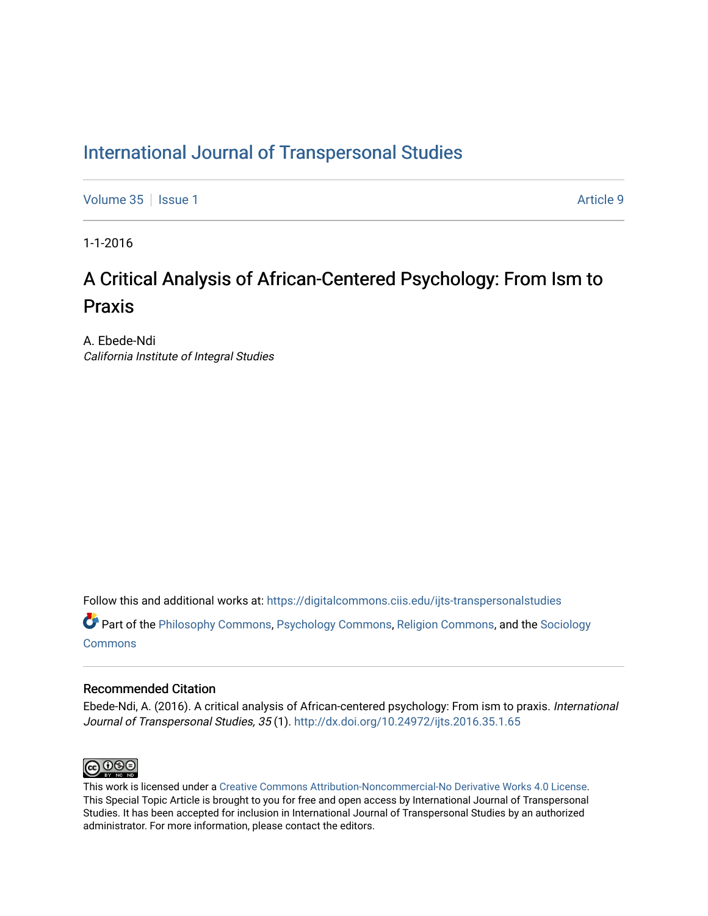# International Journal of Transpersonal Studies

Volume 35 | Issue 1 | Article 9

1-1-2016

## A Critical Analysis of African-Centered Psychology: From Ism to Praxis

A. Ebede-Ndi
*California Institute of Integral Studies*

Follow this and additional works at: https://digitalcommons.ciis.edu/ijts-transpersonalstudies

Part of the Philosophy Commons, Psychology Commons, Religion Commons, and the Sociology Commons

### Recommended Citation

Ebede-Ndi, A. (2016). A critical analysis of African-centered psychology: From ism to praxis. *International Journal of Transpersonal Studies, 35* (1). http://dx.doi.org/10.24972/ijts.2016.35.1.65

This work is licensed under a Creative Commons Attribution-Noncommercial-No Derivative Works 4.0 License. This Special Topic Article is brought to you for free and open access by International Journal of Transpersonal Studies. It has been accepted for inclusion in International Journal of Transpersonal Studies by an authorized administrator. For more information, please contact the editors.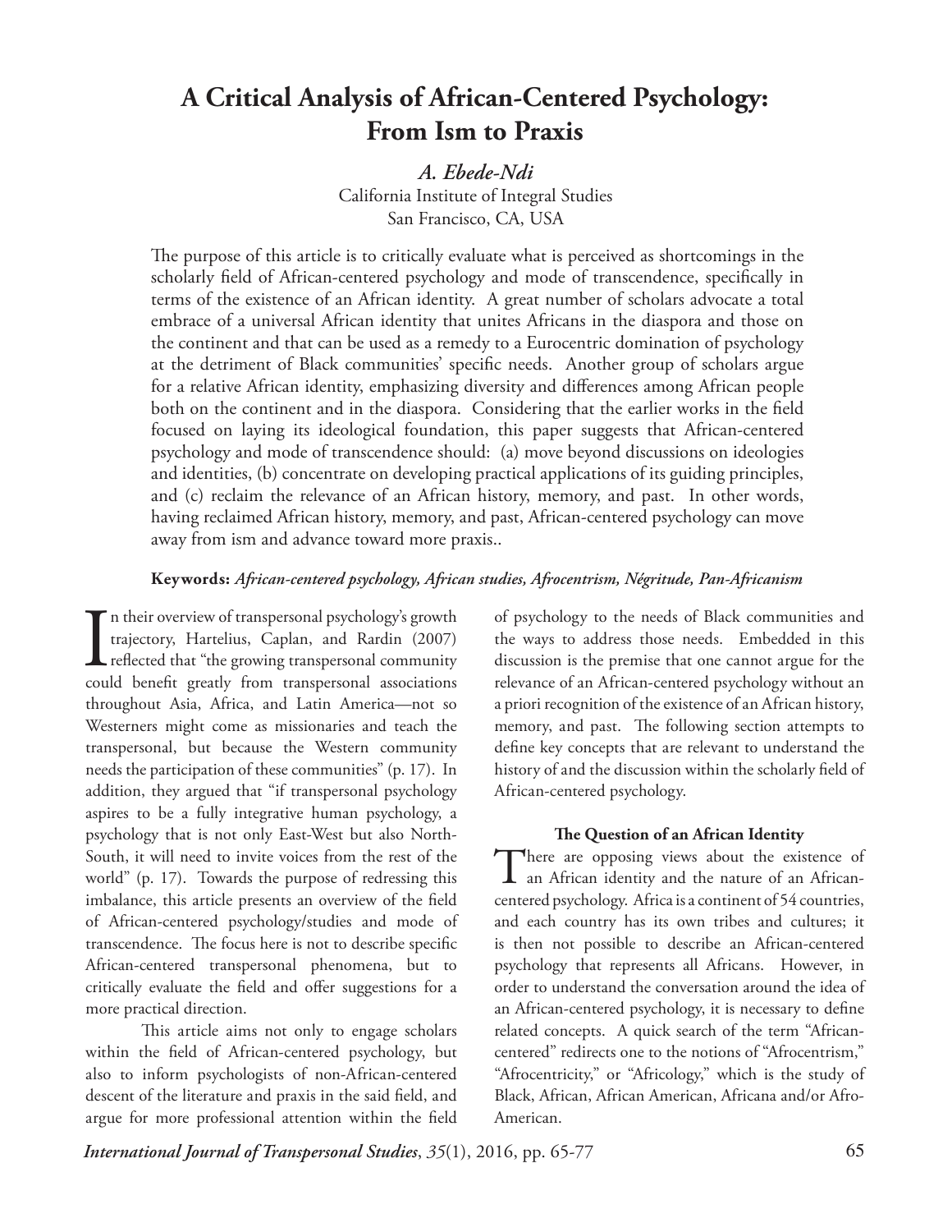# A Critical Analysis of African-Centered Psychology: From Ism to Praxis

***A. Ebede-Ndi***

California Institute of Integral Studies
San Francisco, CA, USA

The purpose of this article is to critically evaluate what is perceived as shortcomings in the scholarly field of African-centered psychology and mode of transcendence, specifically in terms of the existence of an African identity. A great number of scholars advocate a total embrace of a universal African identity that unites Africans in the diaspora and those on the continent and that can be used as a remedy to a Eurocentric domination of psychology at the detriment of Black communities' specific needs. Another group of scholars argue for a relative African identity, emphasizing diversity and differences among African people both on the continent and in the diaspora. Considering that the earlier works in the field focused on laying its ideological foundation, this paper suggests that African-centered psychology and mode of transcendence should: (a) move beyond discussions on ideologies and identities, (b) concentrate on developing practical applications of its guiding principles, and (c) reclaim the relevance of an African history, memory, and past. In other words, having reclaimed African history, memory, and past, African-centered psychology can move away from ism and advance toward more praxis..

**Keywords:** *African-centered psychology, African studies, Afrocentrism, Négritude, Pan-Africanism*

In their overview of transpersonal psychology's growth trajectory, Hartelius, Caplan, and Rardin (2007) reflected that "the growing transpersonal community could benefit greatly from transpersonal associations throughout Asia, Africa, and Latin America—not so Westerners might come as missionaries and teach the transpersonal, but because the Western community needs the participation of these communities" (p. 17). In addition, they argued that "if transpersonal psychology aspires to be a fully integrative human psychology, a psychology that is not only East-West but also North-South, it will need to invite voices from the rest of the world" (p. 17). Towards the purpose of redressing this imbalance, this article presents an overview of the field of African-centered psychology/studies and mode of transcendence. The focus here is not to describe specific African-centered transpersonal phenomena, but to critically evaluate the field and offer suggestions for a more practical direction.

This article aims not only to engage scholars within the field of African-centered psychology, but also to inform psychologists of non-African-centered descent of the literature and praxis in the said field, and argue for more professional attention within the field of psychology to the needs of Black communities and the ways to address those needs. Embedded in this discussion is the premise that one cannot argue for the relevance of an African-centered psychology without an a priori recognition of the existence of an African history, memory, and past. The following section attempts to define key concepts that are relevant to understand the history of and the discussion within the scholarly field of African-centered psychology.

### The Question of an African Identity

There are opposing views about the existence of an African identity and the nature of an African-centered psychology. Africa is a continent of 54 countries, and each country has its own tribes and cultures; it is then not possible to describe an African-centered psychology that represents all Africans. However, in order to understand the conversation around the idea of an African-centered psychology, it is necessary to define related concepts. A quick search of the term "African-centered" redirects one to the notions of "Afrocentrism," "Afrocentricity," or "Africology," which is the study of Black, African, African American, Africana and/or Afro-American.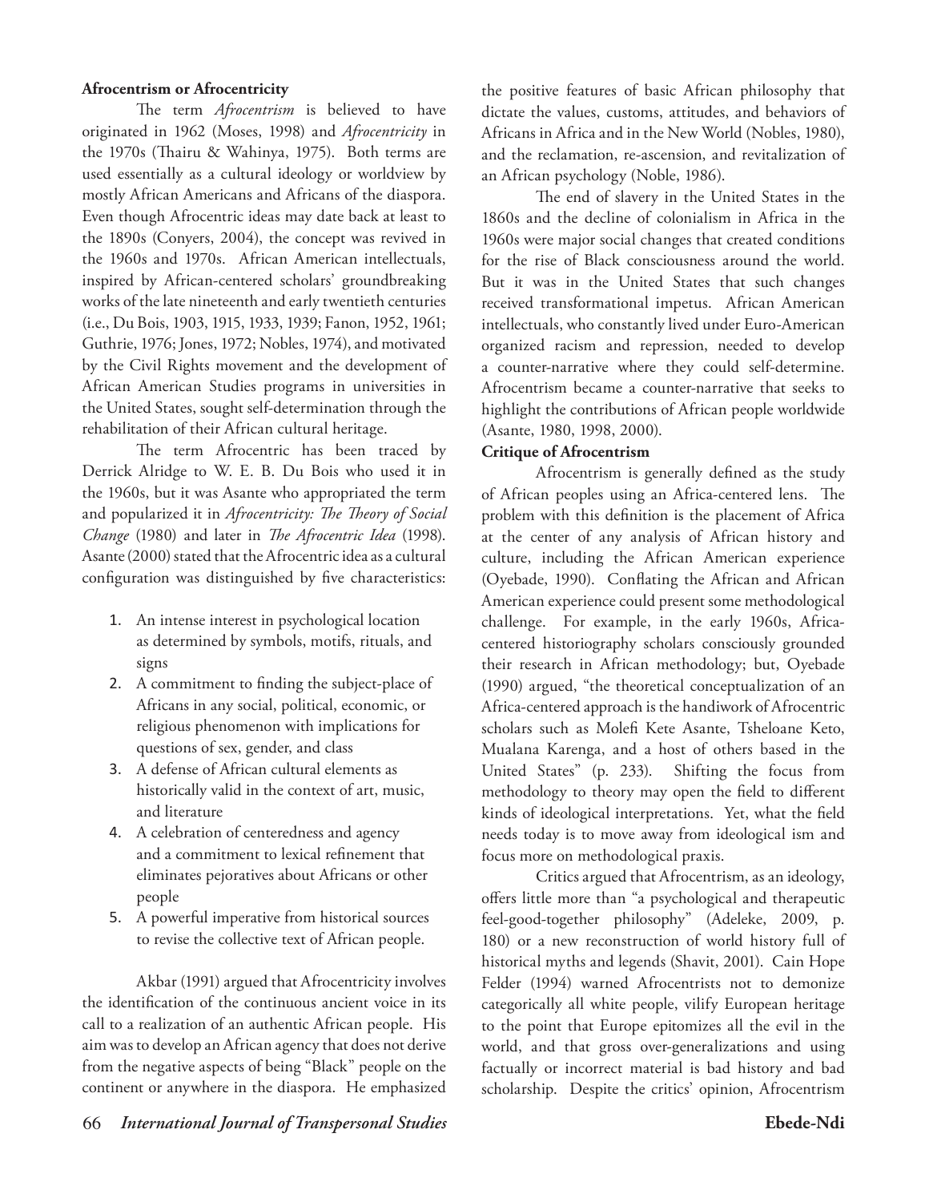**Afrocentrism or Afrocentricity**

The term *Afrocentrism* is believed to have originated in 1962 (Moses, 1998) and *Afrocentricity* in the 1970s (Thairu & Wahinya, 1975). Both terms are used essentially as a cultural ideology or worldview by mostly African Americans and Africans of the diaspora. Even though Afrocentric ideas may date back at least to the 1890s (Conyers, 2004), the concept was revived in the 1960s and 1970s. African American intellectuals, inspired by African-centered scholars' groundbreaking works of the late nineteenth and early twentieth centuries (i.e., Du Bois, 1903, 1915, 1933, 1939; Fanon, 1952, 1961; Guthrie, 1976; Jones, 1972; Nobles, 1974), and motivated by the Civil Rights movement and the development of African American Studies programs in universities in the United States, sought self-determination through the rehabilitation of their African cultural heritage.

The term Afrocentric has been traced by Derrick Alridge to W. E. B. Du Bois who used it in the 1960s, but it was Asante who appropriated the term and popularized it in *Afrocentricity: The Theory of Social Change* (1980) and later in *The Afrocentric Idea* (1998). Asante (2000) stated that the Afrocentric idea as a cultural configuration was distinguished by five characteristics:

1. An intense interest in psychological location as determined by symbols, motifs, rituals, and signs
2. A commitment to finding the subject-place of Africans in any social, political, economic, or religious phenomenon with implications for questions of sex, gender, and class
3. A defense of African cultural elements as historically valid in the context of art, music, and literature
4. A celebration of centeredness and agency and a commitment to lexical refinement that eliminates pejoratives about Africans or other people
5. A powerful imperative from historical sources to revise the collective text of African people.

Akbar (1991) argued that Afrocentricity involves the identification of the continuous ancient voice in its call to a realization of an authentic African people. His aim was to develop an African agency that does not derive from the negative aspects of being "Black" people on the continent or anywhere in the diaspora. He emphasized the positive features of basic African philosophy that dictate the values, customs, attitudes, and behaviors of Africans in Africa and in the New World (Nobles, 1980), and the reclamation, re-ascension, and revitalization of an African psychology (Noble, 1986).

The end of slavery in the United States in the 1860s and the decline of colonialism in Africa in the 1960s were major social changes that created conditions for the rise of Black consciousness around the world. But it was in the United States that such changes received transformational impetus. African American intellectuals, who constantly lived under Euro-American organized racism and repression, needed to develop a counter-narrative where they could self-determine. Afrocentrism became a counter-narrative that seeks to highlight the contributions of African people worldwide (Asante, 1980, 1998, 2000).

**Critique of Afrocentrism**

Afrocentrism is generally defined as the study of African peoples using an Africa-centered lens. The problem with this definition is the placement of Africa at the center of any analysis of African history and culture, including the African American experience (Oyebade, 1990). Conflating the African and African American experience could present some methodological challenge. For example, in the early 1960s, Africa-centered historiography scholars consciously grounded their research in African methodology; but, Oyebade (1990) argued, "the theoretical conceptualization of an Africa-centered approach is the handiwork of Afrocentric scholars such as Molefi Kete Asante, Tsheloane Keto, Mualana Karenga, and a host of others based in the United States" (p. 233). Shifting the focus from methodology to theory may open the field to different kinds of ideological interpretations. Yet, what the field needs today is to move away from ideological ism and focus more on methodological praxis.

Critics argued that Afrocentrism, as an ideology, offers little more than "a psychological and therapeutic feel-good-together philosophy" (Adeleke, 2009, p. 180) or a new reconstruction of world history full of historical myths and legends (Shavit, 2001). Cain Hope Felder (1994) warned Afrocentrists not to demonize categorically all white people, vilify European heritage to the point that Europe epitomizes all the evil in the world, and that gross over-generalizations and using factually or incorrect material is bad history and bad scholarship. Despite the critics' opinion, Afrocentrism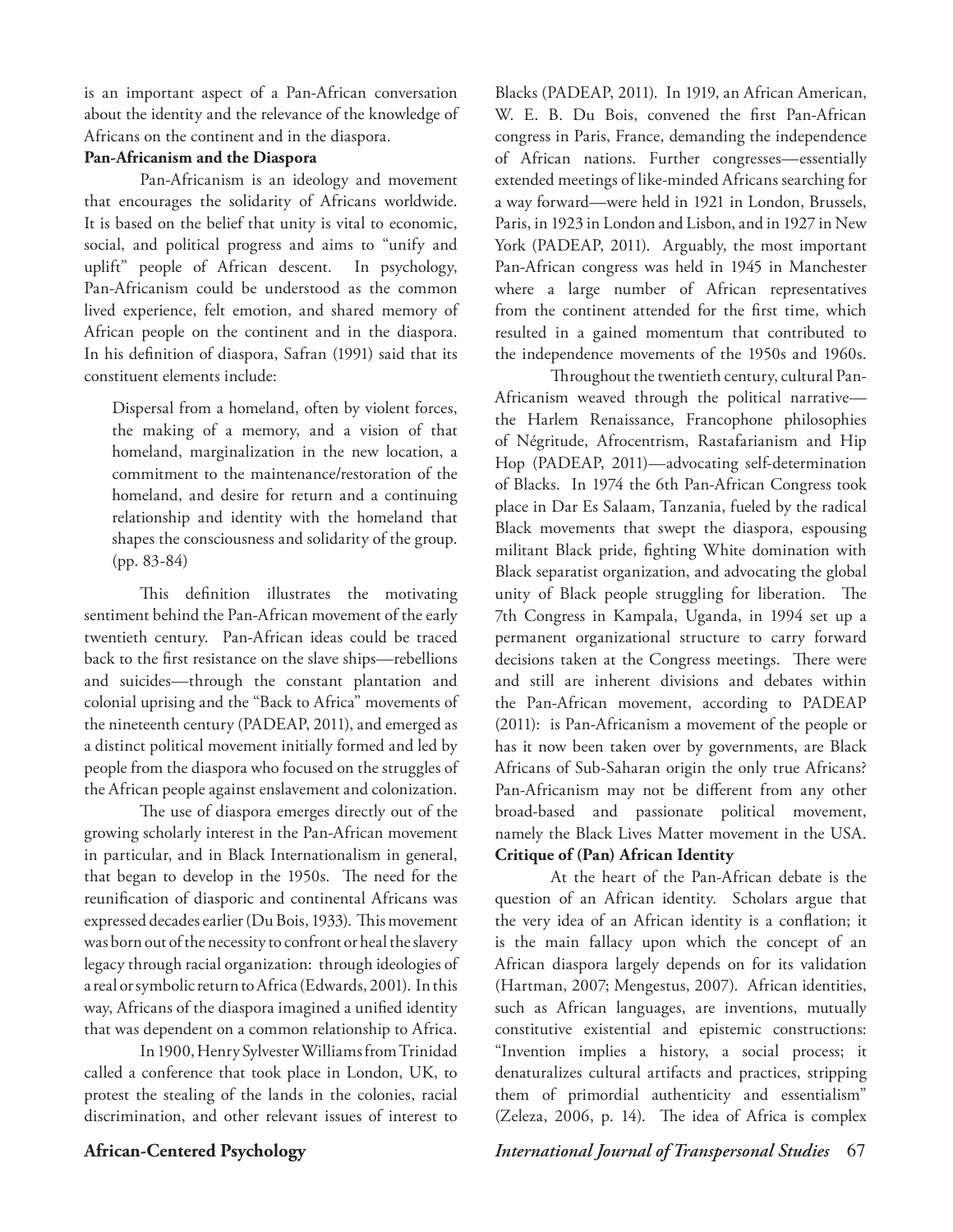is an important aspect of a Pan-African conversation about the identity and the relevance of the knowledge of Africans on the continent and in the diaspora.

**Pan-Africanism and the Diaspora**

Pan-Africanism is an ideology and movement that encourages the solidarity of Africans worldwide. It is based on the belief that unity is vital to economic, social, and political progress and aims to "unify and uplift" people of African descent. In psychology, Pan-Africanism could be understood as the common lived experience, felt emotion, and shared memory of African people on the continent and in the diaspora. In his definition of diaspora, Safran (1991) said that its constituent elements include:

> Dispersal from a homeland, often by violent forces, the making of a memory, and a vision of that homeland, marginalization in the new location, a commitment to the maintenance/restoration of the homeland, and desire for return and a continuing relationship and identity with the homeland that shapes the consciousness and solidarity of the group. (pp. 83-84)

This definition illustrates the motivating sentiment behind the Pan-African movement of the early twentieth century. Pan-African ideas could be traced back to the first resistance on the slave ships—rebellions and suicides—through the constant plantation and colonial uprising and the "Back to Africa" movements of the nineteenth century (PADEAP, 2011), and emerged as a distinct political movement initially formed and led by people from the diaspora who focused on the struggles of the African people against enslavement and colonization.

The use of diaspora emerges directly out of the growing scholarly interest in the Pan-African movement in particular, and in Black Internationalism in general, that began to develop in the 1950s. The need for the reunification of diasporic and continental Africans was expressed decades earlier (Du Bois, 1933). This movement was born out of the necessity to confront or heal the slavery legacy through racial organization: through ideologies of a real or symbolic return to Africa (Edwards, 2001). In this way, Africans of the diaspora imagined a unified identity that was dependent on a common relationship to Africa.

In 1900, Henry Sylvester Williams from Trinidad called a conference that took place in London, UK, to protest the stealing of the lands in the colonies, racial discrimination, and other relevant issues of interest to Blacks (PADEAP, 2011). In 1919, an African American, W. E. B. Du Bois, convened the first Pan-African congress in Paris, France, demanding the independence of African nations. Further congresses—essentially extended meetings of like-minded Africans searching for a way forward—were held in 1921 in London, Brussels, Paris, in 1923 in London and Lisbon, and in 1927 in New York (PADEAP, 2011). Arguably, the most important Pan-African congress was held in 1945 in Manchester where a large number of African representatives from the continent attended for the first time, which resulted in a gained momentum that contributed to the independence movements of the 1950s and 1960s.

Throughout the twentieth century, cultural Pan-Africanism weaved through the political narrative—the Harlem Renaissance, Francophone philosophies of Négritude, Afrocentrism, Rastafarianism and Hip Hop (PADEAP, 2011)—advocating self-determination of Blacks. In 1974 the 6th Pan-African Congress took place in Dar Es Salaam, Tanzania, fueled by the radical Black movements that swept the diaspora, espousing militant Black pride, fighting White domination with Black separatist organization, and advocating the global unity of Black people struggling for liberation. The 7th Congress in Kampala, Uganda, in 1994 set up a permanent organizational structure to carry forward decisions taken at the Congress meetings. There were and still are inherent divisions and debates within the Pan-African movement, according to PADEAP (2011): is Pan-Africanism a movement of the people or has it now been taken over by governments, are Black Africans of Sub-Saharan origin the only true Africans? Pan-Africanism may not be different from any other broad-based and passionate political movement, namely the Black Lives Matter movement in the USA.

**Critique of (Pan) African Identity**

At the heart of the Pan-African debate is the question of an African identity. Scholars argue that the very idea of an African identity is a conflation; it is the main fallacy upon which the concept of an African diaspora largely depends on for its validation (Hartman, 2007; Mengestus, 2007). African identities, such as African languages, are inventions, mutually constitutive existential and epistemic constructions: "Invention implies a history, a social process; it denaturalizes cultural artifacts and practices, stripping them of primordial authenticity and essentialism" (Zeleza, 2006, p. 14). The idea of Africa is complex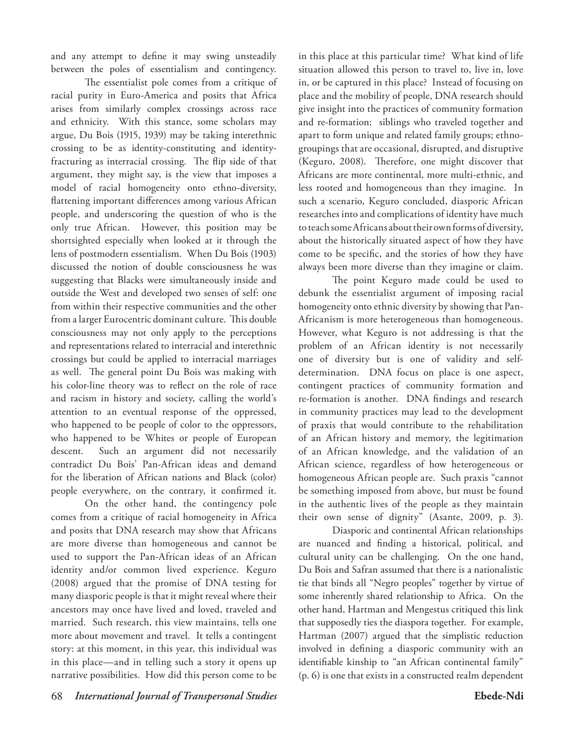and any attempt to define it may swing unsteadily between the poles of essentialism and contingency.

The essentialist pole comes from a critique of racial purity in Euro-America and posits that Africa arises from similarly complex crossings across race and ethnicity. With this stance, some scholars may argue, Du Bois (1915, 1939) may be taking interethnic crossing to be as identity-constituting and identity-fracturing as interracial crossing. The flip side of that argument, they might say, is the view that imposes a model of racial homogeneity onto ethno-diversity, flattening important differences among various African people, and underscoring the question of who is the only true African. However, this position may be shortsighted especially when looked at it through the lens of postmodern essentialism. When Du Bois (1903) discussed the notion of double consciousness he was suggesting that Blacks were simultaneously inside and outside the West and developed two senses of self: one from within their respective communities and the other from a larger Eurocentric dominant culture. This double consciousness may not only apply to the perceptions and representations related to interracial and interethnic crossings but could be applied to interracial marriages as well. The general point Du Bois was making with his color-line theory was to reflect on the role of race and racism in history and society, calling the world's attention to an eventual response of the oppressed, who happened to be people of color to the oppressors, who happened to be Whites or people of European descent. Such an argument did not necessarily contradict Du Bois' Pan-African ideas and demand for the liberation of African nations and Black (color) people everywhere, on the contrary, it confirmed it.

On the other hand, the contingency pole comes from a critique of racial homogeneity in Africa and posits that DNA research may show that Africans are more diverse than homogeneous and cannot be used to support the Pan-African ideas of an African identity and/or common lived experience. Keguro (2008) argued that the promise of DNA testing for many diasporic people is that it might reveal where their ancestors may once have lived and loved, traveled and married. Such research, this view maintains, tells one more about movement and travel. It tells a contingent story: at this moment, in this year, this individual was in this place—and in telling such a story it opens up narrative possibilities. How did this person come to be in this place at this particular time? What kind of life situation allowed this person to travel to, live in, love in, or be captured in this place? Instead of focusing on place and the mobility of people, DNA research should give insight into the practices of community formation and re-formation: siblings who traveled together and apart to form unique and related family groups; ethno-groupings that are occasional, disrupted, and disruptive (Keguro, 2008). Therefore, one might discover that Africans are more continental, more multi-ethnic, and less rooted and homogeneous than they imagine. In such a scenario, Keguro concluded, diasporic African researches into and complications of identity have much to teach some Africans about their own forms of diversity, about the historically situated aspect of how they have come to be specific, and the stories of how they have always been more diverse than they imagine or claim.

The point Keguro made could be used to debunk the essentialist argument of imposing racial homogeneity onto ethnic diversity by showing that Pan-Africanism is more heterogeneous than homogeneous. However, what Keguro is not addressing is that the problem of an African identity is not necessarily one of diversity but is one of validity and self-determination. DNA focus on place is one aspect, contingent practices of community formation and re-formation is another. DNA findings and research in community practices may lead to the development of praxis that would contribute to the rehabilitation of an African history and memory, the legitimation of an African knowledge, and the validation of an African science, regardless of how heterogeneous or homogeneous African people are. Such praxis "cannot be something imposed from above, but must be found in the authentic lives of the people as they maintain their own sense of dignity" (Asante, 2009, p. 3).

Diasporic and continental African relationships are nuanced and finding a historical, political, and cultural unity can be challenging. On the one hand, Du Bois and Safran assumed that there is a nationalistic tie that binds all "Negro peoples" together by virtue of some inherently shared relationship to Africa. On the other hand, Hartman and Mengestus critiqued this link that supposedly ties the diaspora together. For example, Hartman (2007) argued that the simplistic reduction involved in defining a diasporic community with an identifiable kinship to "an African continental family" (p. 6) is one that exists in a constructed realm dependent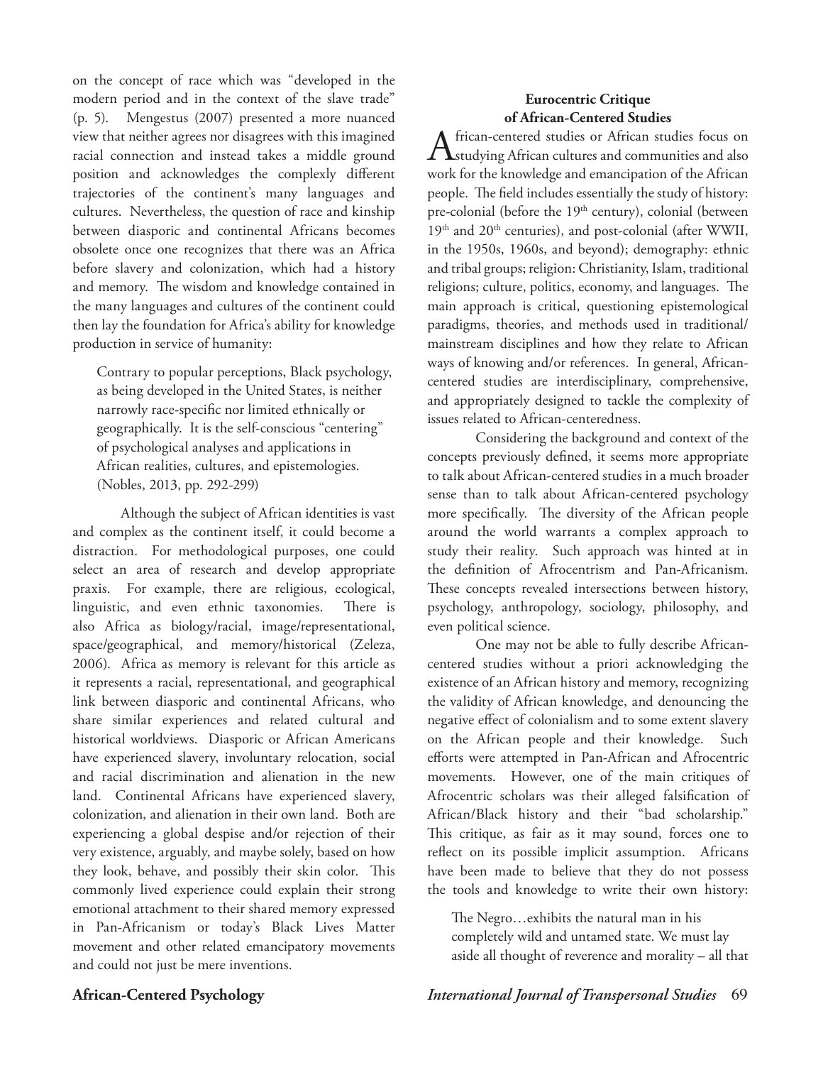on the concept of race which was "developed in the modern period and in the context of the slave trade" (p. 5). Mengestus (2007) presented a more nuanced view that neither agrees nor disagrees with this imagined racial connection and instead takes a middle ground position and acknowledges the complexly different trajectories of the continent's many languages and cultures. Nevertheless, the question of race and kinship between diasporic and continental Africans becomes obsolete once one recognizes that there was an Africa before slavery and colonization, which had a history and memory. The wisdom and knowledge contained in the many languages and cultures of the continent could then lay the foundation for Africa's ability for knowledge production in service of humanity:

> Contrary to popular perceptions, Black psychology, as being developed in the United States, is neither narrowly race-specific nor limited ethnically or geographically. It is the self-conscious "centering" of psychological analyses and applications in African realities, cultures, and epistemologies. (Nobles, 2013, pp. 292-299)

Although the subject of African identities is vast and complex as the continent itself, it could become a distraction. For methodological purposes, one could select an area of research and develop appropriate praxis. For example, there are religious, ecological, linguistic, and even ethnic taxonomies. There is also Africa as biology/racial, image/representational, space/geographical, and memory/historical (Zeleza, 2006). Africa as memory is relevant for this article as it represents a racial, representational, and geographical link between diasporic and continental Africans, who share similar experiences and related cultural and historical worldviews. Diasporic or African Americans have experienced slavery, involuntary relocation, social and racial discrimination and alienation in the new land. Continental Africans have experienced slavery, colonization, and alienation in their own land. Both are experiencing a global despise and/or rejection of their very existence, arguably, and maybe solely, based on how they look, behave, and possibly their skin color. This commonly lived experience could explain their strong emotional attachment to their shared memory expressed in Pan-Africanism or today's Black Lives Matter movement and other related emancipatory movements and could not just be mere inventions.

## Eurocentric Critique of African-Centered Studies

African-centered studies or African studies focus on studying African cultures and communities and also work for the knowledge and emancipation of the African people. The field includes essentially the study of history: pre-colonial (before the 19th century), colonial (between 19th and 20th centuries), and post-colonial (after WWII, in the 1950s, 1960s, and beyond); demography: ethnic and tribal groups; religion: Christianity, Islam, traditional religions; culture, politics, economy, and languages. The main approach is critical, questioning epistemological paradigms, theories, and methods used in traditional/mainstream disciplines and how they relate to African ways of knowing and/or references. In general, African-centered studies are interdisciplinary, comprehensive, and appropriately designed to tackle the complexity of issues related to African-centeredness.

Considering the background and context of the concepts previously defined, it seems more appropriate to talk about African-centered studies in a much broader sense than to talk about African-centered psychology more specifically. The diversity of the African people around the world warrants a complex approach to study their reality. Such approach was hinted at in the definition of Afrocentrism and Pan-Africanism. These concepts revealed intersections between history, psychology, anthropology, sociology, philosophy, and even political science.

One may not be able to fully describe African-centered studies without a priori acknowledging the existence of an African history and memory, recognizing the validity of African knowledge, and denouncing the negative effect of colonialism and to some extent slavery on the African people and their knowledge. Such efforts were attempted in Pan-African and Afrocentric movements. However, one of the main critiques of Afrocentric scholars was their alleged falsification of African/Black history and their "bad scholarship." This critique, as fair as it may sound, forces one to reflect on its possible implicit assumption. Africans have been made to believe that they do not possess the tools and knowledge to write their own history:

> The Negro…exhibits the natural man in his completely wild and untamed state. We must lay aside all thought of reverence and morality – all that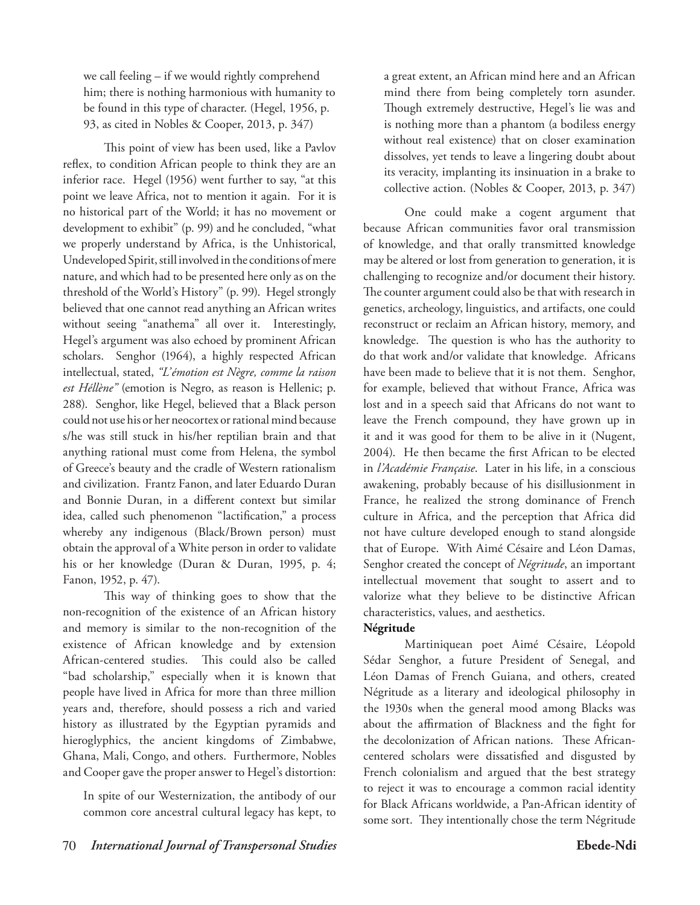> we call feeling – if we would rightly comprehend him; there is nothing harmonious with humanity to be found in this type of character. (Hegel, 1956, p. 93, as cited in Nobles & Cooper, 2013, p. 347)

This point of view has been used, like a Pavlov reflex, to condition African people to think they are an inferior race. Hegel (1956) went further to say, "at this point we leave Africa, not to mention it again. For it is no historical part of the World; it has no movement or development to exhibit" (p. 99) and he concluded, "what we properly understand by Africa, is the Unhistorical, Undeveloped Spirit, still involved in the conditions of mere nature, and which had to be presented here only as on the threshold of the World's History" (p. 99). Hegel strongly believed that one cannot read anything an African writes without seeing "anathema" all over it. Interestingly, Hegel's argument was also echoed by prominent African scholars. Senghor (1964), a highly respected African intellectual, stated, *"L'émotion est Nègre, comme la raison est Héllène"* (emotion is Negro, as reason is Hellenic; p. 288). Senghor, like Hegel, believed that a Black person could not use his or her neocortex or rational mind because s/he was still stuck in his/her reptilian brain and that anything rational must come from Helena, the symbol of Greece's beauty and the cradle of Western rationalism and civilization. Frantz Fanon, and later Eduardo Duran and Bonnie Duran, in a different context but similar idea, called such phenomenon "lactification," a process whereby any indigenous (Black/Brown person) must obtain the approval of a White person in order to validate his or her knowledge (Duran & Duran, 1995, p. 4; Fanon, 1952, p. 47).

This way of thinking goes to show that the non-recognition of the existence of an African history and memory is similar to the non-recognition of the existence of African knowledge and by extension African-centered studies. This could also be called "bad scholarship," especially when it is known that people have lived in Africa for more than three million years and, therefore, should possess a rich and varied history as illustrated by the Egyptian pyramids and hieroglyphics, the ancient kingdoms of Zimbabwe, Ghana, Mali, Congo, and others. Furthermore, Nobles and Cooper gave the proper answer to Hegel's distortion:

> In spite of our Westernization, the antibody of our common core ancestral cultural legacy has kept, to a great extent, an African mind here and an African mind there from being completely torn asunder. Though extremely destructive, Hegel's lie was and is nothing more than a phantom (a bodiless energy without real existence) that on closer examination dissolves, yet tends to leave a lingering doubt about its veracity, implanting its insinuation in a brake to collective action. (Nobles & Cooper, 2013, p. 347)

One could make a cogent argument that because African communities favor oral transmission of knowledge, and that orally transmitted knowledge may be altered or lost from generation to generation, it is challenging to recognize and/or document their history. The counter argument could also be that with research in genetics, archeology, linguistics, and artifacts, one could reconstruct or reclaim an African history, memory, and knowledge. The question is who has the authority to do that work and/or validate that knowledge. Africans have been made to believe that it is not them. Senghor, for example, believed that without France, Africa was lost and in a speech said that Africans do not want to leave the French compound, they have grown up in it and it was good for them to be alive in it (Nugent, 2004). He then became the first African to be elected in *l'Académie Française*. Later in his life, in a conscious awakening, probably because of his disillusionment in France, he realized the strong dominance of French culture in Africa, and the perception that Africa did not have culture developed enough to stand alongside that of Europe. With Aimé Césaire and Léon Damas, Senghor created the concept of *Négritude*, an important intellectual movement that sought to assert and to valorize what they believe to be distinctive African characteristics, values, and aesthetics.

**Négritude**

Martiniquean poet Aimé Césaire, Léopold Sédar Senghor, a future President of Senegal, and Léon Damas of French Guiana, and others, created Négritude as a literary and ideological philosophy in the 1930s when the general mood among Blacks was about the affirmation of Blackness and the fight for the decolonization of African nations. These African-centered scholars were dissatisfied and disgusted by French colonialism and argued that the best strategy to reject it was to encourage a common racial identity for Black Africans worldwide, a Pan-African identity of some sort. They intentionally chose the term Négritude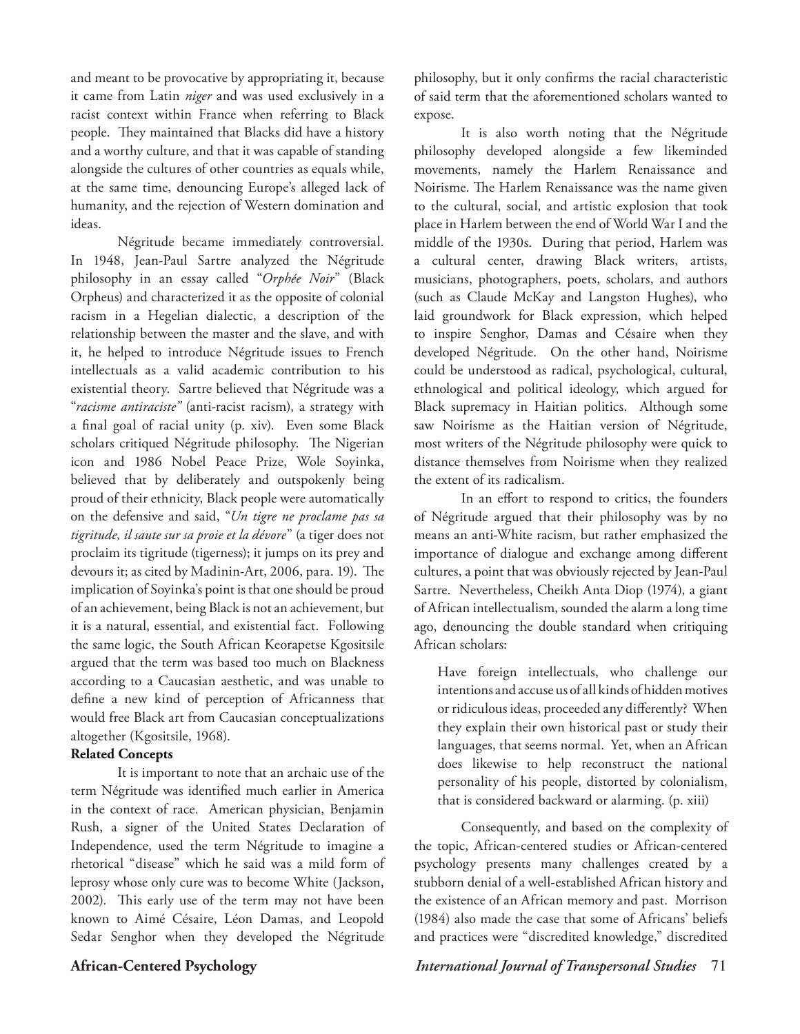and meant to be provocative by appropriating it, because it came from Latin *niger* and was used exclusively in a racist context within France when referring to Black people. They maintained that Blacks did have a history and a worthy culture, and that it was capable of standing alongside the cultures of other countries as equals while, at the same time, denouncing Europe's alleged lack of humanity, and the rejection of Western domination and ideas.

Négritude became immediately controversial. In 1948, Jean-Paul Sartre analyzed the Négritude philosophy in an essay called "*Orphée Noir*" (Black Orpheus) and characterized it as the opposite of colonial racism in a Hegelian dialectic, a description of the relationship between the master and the slave, and with it, he helped to introduce Négritude issues to French intellectuals as a valid academic contribution to his existential theory. Sartre believed that Négritude was a "*racisme antiraciste"* (anti-racist racism), a strategy with a final goal of racial unity (p. xiv). Even some Black scholars critiqued Négritude philosophy. The Nigerian icon and 1986 Nobel Peace Prize, Wole Soyinka, believed that by deliberately and outspokenly being proud of their ethnicity, Black people were automatically on the defensive and said, "*Un tigre ne proclame pas sa tigritude, il saute sur sa proie et la dévore*" (a tiger does not proclaim its tigritude (tigerness); it jumps on its prey and devours it; as cited by Madinin-Art, 2006, para. 19). The implication of Soyinka's point is that one should be proud of an achievement, being Black is not an achievement, but it is a natural, essential, and existential fact. Following the same logic, the South African Keorapetse Kgositsile argued that the term was based too much on Blackness according to a Caucasian aesthetic, and was unable to define a new kind of perception of Africanness that would free Black art from Caucasian conceptualizations altogether (Kgositsile, 1968).

**Related Concepts**

It is important to note that an archaic use of the term Négritude was identified much earlier in America in the context of race. American physician, Benjamin Rush, a signer of the United States Declaration of Independence, used the term Négritude to imagine a rhetorical "disease" which he said was a mild form of leprosy whose only cure was to become White (Jackson, 2002). This early use of the term may not have been known to Aimé Césaire, Léon Damas, and Leopold Sedar Senghor when they developed the Négritude philosophy, but it only confirms the racial characteristic of said term that the aforementioned scholars wanted to expose.

It is also worth noting that the Négritude philosophy developed alongside a few likeminded movements, namely the Harlem Renaissance and Noirisme. The Harlem Renaissance was the name given to the cultural, social, and artistic explosion that took place in Harlem between the end of World War I and the middle of the 1930s. During that period, Harlem was a cultural center, drawing Black writers, artists, musicians, photographers, poets, scholars, and authors (such as Claude McKay and Langston Hughes), who laid groundwork for Black expression, which helped to inspire Senghor, Damas and Césaire when they developed Négritude. On the other hand, Noirisme could be understood as radical, psychological, cultural, ethnological and political ideology, which argued for Black supremacy in Haitian politics. Although some saw Noirisme as the Haitian version of Négritude, most writers of the Négritude philosophy were quick to distance themselves from Noirisme when they realized the extent of its radicalism.

In an effort to respond to critics, the founders of Négritude argued that their philosophy was by no means an anti-White racism, but rather emphasized the importance of dialogue and exchange among different cultures, a point that was obviously rejected by Jean-Paul Sartre. Nevertheless, Cheikh Anta Diop (1974), a giant of African intellectualism, sounded the alarm a long time ago, denouncing the double standard when critiquing African scholars:

> Have foreign intellectuals, who challenge our intentions and accuse us of all kinds of hidden motives or ridiculous ideas, proceeded any differently? When they explain their own historical past or study their languages, that seems normal. Yet, when an African does likewise to help reconstruct the national personality of his people, distorted by colonialism, that is considered backward or alarming. (p. xiii)

Consequently, and based on the complexity of the topic, African-centered studies or African-centered psychology presents many challenges created by a stubborn denial of a well-established African history and the existence of an African memory and past. Morrison (1984) also made the case that some of Africans' beliefs and practices were "discredited knowledge," discredited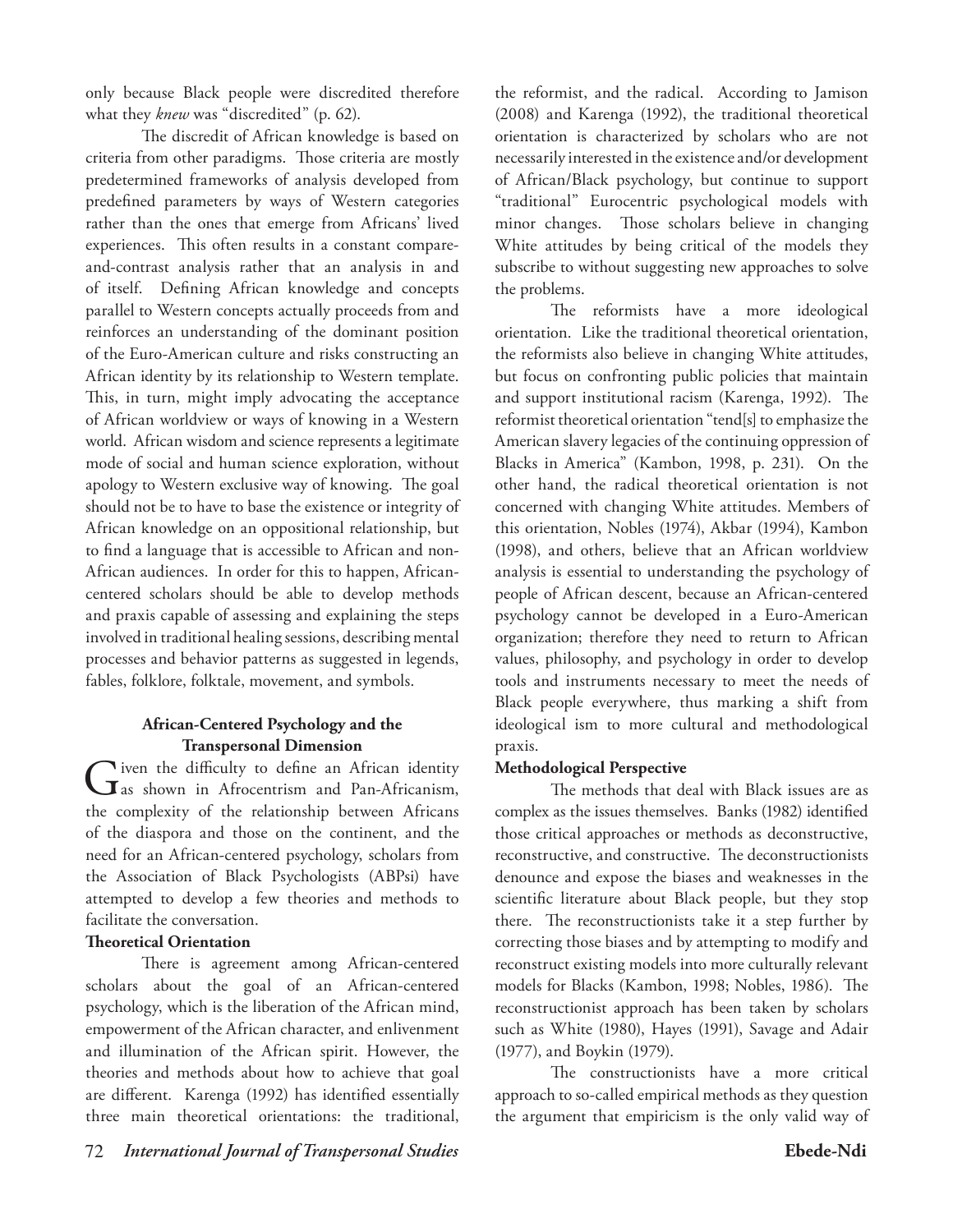only because Black people were discredited therefore what they *knew* was "discredited" (p. 62).

The discredit of African knowledge is based on criteria from other paradigms. Those criteria are mostly predetermined frameworks of analysis developed from predefined parameters by ways of Western categories rather than the ones that emerge from Africans' lived experiences. This often results in a constant compare-and-contrast analysis rather that an analysis in and of itself. Defining African knowledge and concepts parallel to Western concepts actually proceeds from and reinforces an understanding of the dominant position of the Euro-American culture and risks constructing an African identity by its relationship to Western template. This, in turn, might imply advocating the acceptance of African worldview or ways of knowing in a Western world. African wisdom and science represents a legitimate mode of social and human science exploration, without apology to Western exclusive way of knowing. The goal should not be to have to base the existence or integrity of African knowledge on an oppositional relationship, but to find a language that is accessible to African and non-African audiences. In order for this to happen, African-centered scholars should be able to develop methods and praxis capable of assessing and explaining the steps involved in traditional healing sessions, describing mental processes and behavior patterns as suggested in legends, fables, folklore, folktale, movement, and symbols.

## African-Centered Psychology and the Transpersonal Dimension

Given the difficulty to define an African identity as shown in Afrocentrism and Pan-Africanism, the complexity of the relationship between Africans of the diaspora and those on the continent, and the need for an African-centered psychology, scholars from the Association of Black Psychologists (ABPsi) have attempted to develop a few theories and methods to facilitate the conversation.

### Theoretical Orientation

There is agreement among African-centered scholars about the goal of an African-centered psychology, which is the liberation of the African mind, empowerment of the African character, and enlivenment and illumination of the African spirit. However, the theories and methods about how to achieve that goal are different. Karenga (1992) has identified essentially three main theoretical orientations: the traditional, the reformist, and the radical. According to Jamison (2008) and Karenga (1992), the traditional theoretical orientation is characterized by scholars who are not necessarily interested in the existence and/or development of African/Black psychology, but continue to support "traditional" Eurocentric psychological models with minor changes. Those scholars believe in changing White attitudes by being critical of the models they subscribe to without suggesting new approaches to solve the problems.

The reformists have a more ideological orientation. Like the traditional theoretical orientation, the reformists also believe in changing White attitudes, but focus on confronting public policies that maintain and support institutional racism (Karenga, 1992). The reformist theoretical orientation "tend[s] to emphasize the American slavery legacies of the continuing oppression of Blacks in America" (Kambon, 1998, p. 231). On the other hand, the radical theoretical orientation is not concerned with changing White attitudes. Members of this orientation, Nobles (1974), Akbar (1994), Kambon (1998), and others, believe that an African worldview analysis is essential to understanding the psychology of people of African descent, because an African-centered psychology cannot be developed in a Euro-American organization; therefore they need to return to African values, philosophy, and psychology in order to develop tools and instruments necessary to meet the needs of Black people everywhere, thus marking a shift from ideological ism to more cultural and methodological praxis.

### Methodological Perspective

The methods that deal with Black issues are as complex as the issues themselves. Banks (1982) identified those critical approaches or methods as deconstructive, reconstructive, and constructive. The deconstructionists denounce and expose the biases and weaknesses in the scientific literature about Black people, but they stop there. The reconstructionists take it a step further by correcting those biases and by attempting to modify and reconstruct existing models into more culturally relevant models for Blacks (Kambon, 1998; Nobles, 1986). The reconstructionist approach has been taken by scholars such as White (1980), Hayes (1991), Savage and Adair (1977), and Boykin (1979).

The constructionists have a more critical approach to so-called empirical methods as they question the argument that empiricism is the only valid way of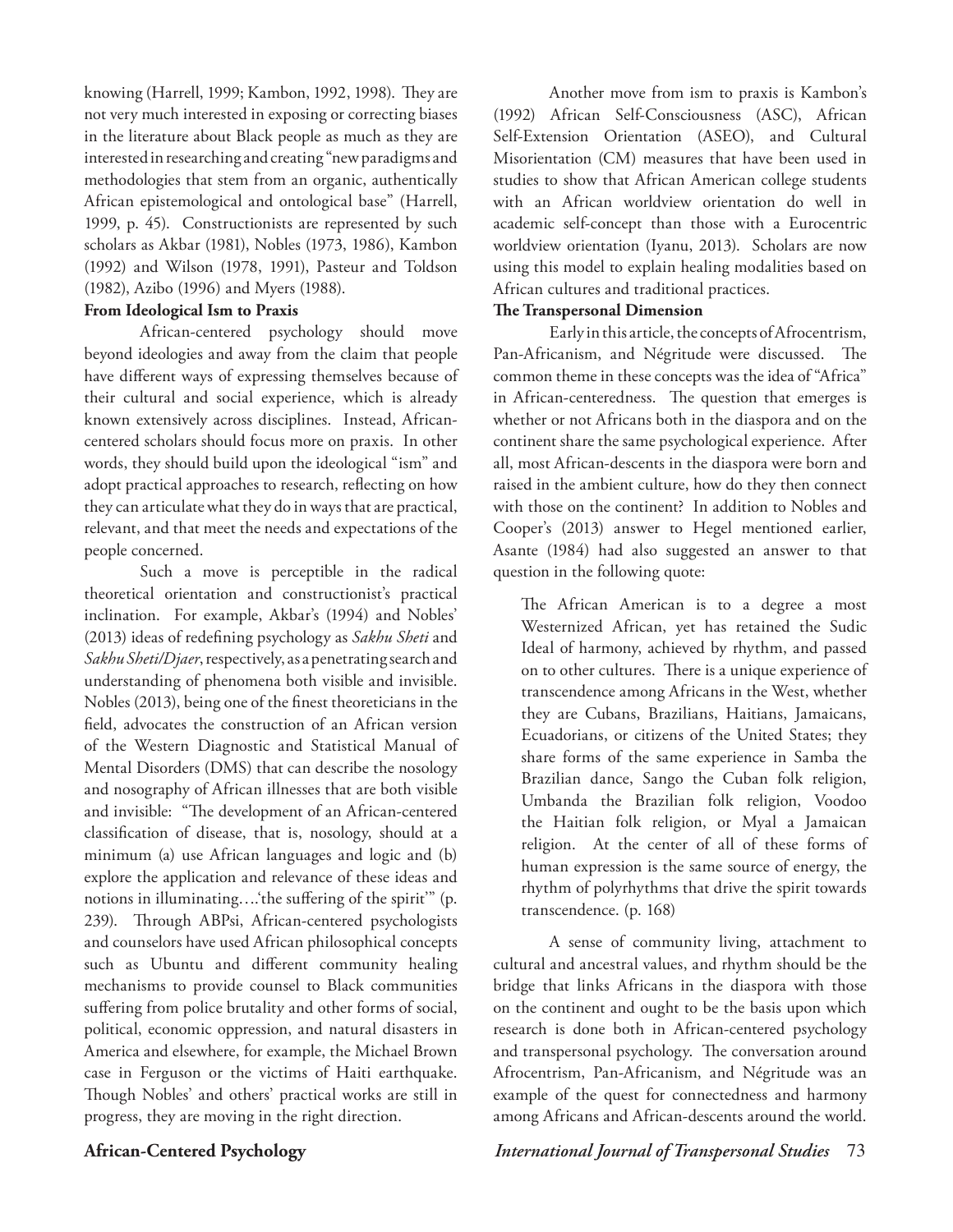knowing (Harrell, 1999; Kambon, 1992, 1998). They are not very much interested in exposing or correcting biases in the literature about Black people as much as they are interested in researching and creating "new paradigms and methodologies that stem from an organic, authentically African epistemological and ontological base" (Harrell, 1999, p. 45). Constructionists are represented by such scholars as Akbar (1981), Nobles (1973, 1986), Kambon (1992) and Wilson (1978, 1991), Pasteur and Toldson (1982), Azibo (1996) and Myers (1988).

**From Ideological Ism to Praxis**

African-centered psychology should move beyond ideologies and away from the claim that people have different ways of expressing themselves because of their cultural and social experience, which is already known extensively across disciplines. Instead, African-centered scholars should focus more on praxis. In other words, they should build upon the ideological "ism" and adopt practical approaches to research, reflecting on how they can articulate what they do in ways that are practical, relevant, and that meet the needs and expectations of the people concerned.

Such a move is perceptible in the radical theoretical orientation and constructionist's practical inclination. For example, Akbar's (1994) and Nobles' (2013) ideas of redefining psychology as *Sakhu Sheti* and *Sakhu Sheti/Djaer*, respectively, as a penetrating search and understanding of phenomena both visible and invisible. Nobles (2013), being one of the finest theoreticians in the field, advocates the construction of an African version of the Western Diagnostic and Statistical Manual of Mental Disorders (DMS) that can describe the nosology and nosography of African illnesses that are both visible and invisible: "The development of an African-centered classification of disease, that is, nosology, should at a minimum (a) use African languages and logic and (b) explore the application and relevance of these ideas and notions in illuminating….'the suffering of the spirit'" (p. 239). Through ABPsi, African-centered psychologists and counselors have used African philosophical concepts such as Ubuntu and different community healing mechanisms to provide counsel to Black communities suffering from police brutality and other forms of social, political, economic oppression, and natural disasters in America and elsewhere, for example, the Michael Brown case in Ferguson or the victims of Haiti earthquake. Though Nobles' and others' practical works are still in progress, they are moving in the right direction.

Another move from ism to praxis is Kambon's (1992) African Self-Consciousness (ASC), African Self-Extension Orientation (ASEO), and Cultural Misorientation (CM) measures that have been used in studies to show that African American college students with an African worldview orientation do well in academic self-concept than those with a Eurocentric worldview orientation (Iyanu, 2013). Scholars are now using this model to explain healing modalities based on African cultures and traditional practices.

**The Transpersonal Dimension**

Early in this article, the concepts of Afrocentrism, Pan-Africanism, and Négritude were discussed. The common theme in these concepts was the idea of "Africa" in African-centeredness. The question that emerges is whether or not Africans both in the diaspora and on the continent share the same psychological experience. After all, most African-descents in the diaspora were born and raised in the ambient culture, how do they then connect with those on the continent? In addition to Nobles and Cooper's (2013) answer to Hegel mentioned earlier, Asante (1984) had also suggested an answer to that question in the following quote:

> The African American is to a degree a most Westernized African, yet has retained the Sudic Ideal of harmony, achieved by rhythm, and passed on to other cultures. There is a unique experience of transcendence among Africans in the West, whether they are Cubans, Brazilians, Haitians, Jamaicans, Ecuadorians, or citizens of the United States; they share forms of the same experience in Samba the Brazilian dance, Sango the Cuban folk religion, Umbanda the Brazilian folk religion, Voodoo the Haitian folk religion, or Myal a Jamaican religion. At the center of all of these forms of human expression is the same source of energy, the rhythm of polyrhythms that drive the spirit towards transcendence. (p. 168)

A sense of community living, attachment to cultural and ancestral values, and rhythm should be the bridge that links Africans in the diaspora with those on the continent and ought to be the basis upon which research is done both in African-centered psychology and transpersonal psychology. The conversation around Afrocentrism, Pan-Africanism, and Négritude was an example of the quest for connectedness and harmony among Africans and African-descents around the world.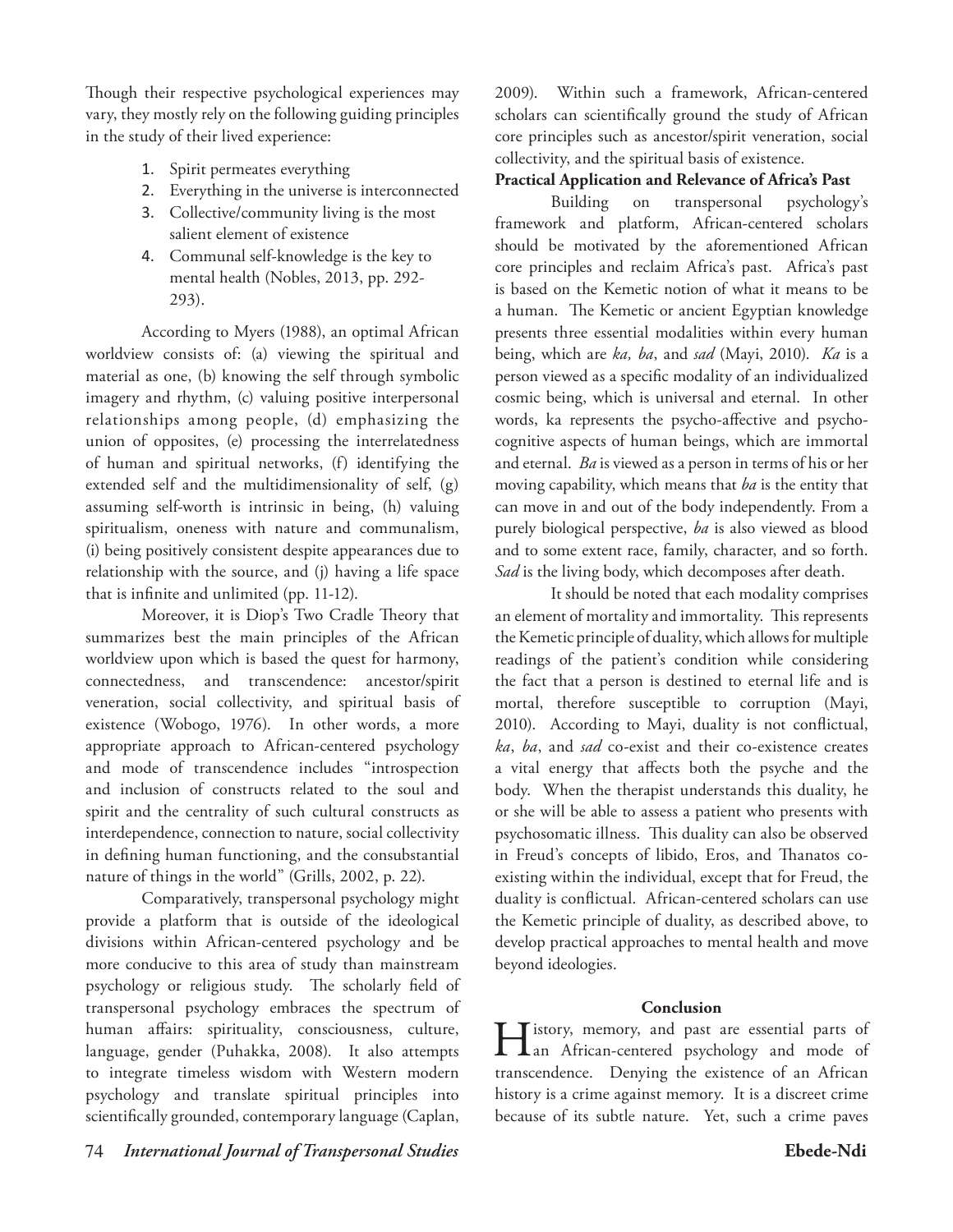Though their respective psychological experiences may vary, they mostly rely on the following guiding principles in the study of their lived experience:

1. Spirit permeates everything
2. Everything in the universe is interconnected
3. Collective/community living is the most salient element of existence
4. Communal self-knowledge is the key to mental health (Nobles, 2013, pp. 292-293).

According to Myers (1988), an optimal African worldview consists of: (a) viewing the spiritual and material as one, (b) knowing the self through symbolic imagery and rhythm, (c) valuing positive interpersonal relationships among people, (d) emphasizing the union of opposites, (e) processing the interrelatedness of human and spiritual networks, (f) identifying the extended self and the multidimensionality of self, (g) assuming self-worth is intrinsic in being, (h) valuing spiritualism, oneness with nature and communalism, (i) being positively consistent despite appearances due to relationship with the source, and (j) having a life space that is infinite and unlimited (pp. 11-12).

Moreover, it is Diop's Two Cradle Theory that summarizes best the main principles of the African worldview upon which is based the quest for harmony, connectedness, and transcendence: ancestor/spirit veneration, social collectivity, and spiritual basis of existence (Wobogo, 1976). In other words, a more appropriate approach to African-centered psychology and mode of transcendence includes "introspection and inclusion of constructs related to the soul and spirit and the centrality of such cultural constructs as interdependence, connection to nature, social collectivity in defining human functioning, and the consubstantial nature of things in the world" (Grills, 2002, p. 22).

Comparatively, transpersonal psychology might provide a platform that is outside of the ideological divisions within African-centered psychology and be more conducive to this area of study than mainstream psychology or religious study. The scholarly field of transpersonal psychology embraces the spectrum of human affairs: spirituality, consciousness, culture, language, gender (Puhakka, 2008). It also attempts to integrate timeless wisdom with Western modern psychology and translate spiritual principles into scientifically grounded, contemporary language (Caplan, 2009). Within such a framework, African-centered scholars can scientifically ground the study of African core principles such as ancestor/spirit veneration, social collectivity, and the spiritual basis of existence.

**Practical Application and Relevance of Africa's Past**

Building on transpersonal psychology's framework and platform, African-centered scholars should be motivated by the aforementioned African core principles and reclaim Africa's past. Africa's past is based on the Kemetic notion of what it means to be a human. The Kemetic or ancient Egyptian knowledge presents three essential modalities within every human being, which are *ka, ba*, and *sad* (Mayi, 2010). *Ka* is a person viewed as a specific modality of an individualized cosmic being, which is universal and eternal. In other words, ka represents the psycho-affective and psycho-cognitive aspects of human beings, which are immortal and eternal. *Ba* is viewed as a person in terms of his or her moving capability, which means that *ba* is the entity that can move in and out of the body independently. From a purely biological perspective, *ba* is also viewed as blood and to some extent race, family, character, and so forth. *Sad* is the living body, which decomposes after death.

It should be noted that each modality comprises an element of mortality and immortality. This represents the Kemetic principle of duality, which allows for multiple readings of the patient's condition while considering the fact that a person is destined to eternal life and is mortal, therefore susceptible to corruption (Mayi, 2010). According to Mayi, duality is not conflictual, *ka*, *ba*, and *sad* co-exist and their co-existence creates a vital energy that affects both the psyche and the body. When the therapist understands this duality, he or she will be able to assess a patient who presents with psychosomatic illness. This duality can also be observed in Freud's concepts of libido, Eros, and Thanatos co-existing within the individual, except that for Freud, the duality is conflictual. African-centered scholars can use the Kemetic principle of duality, as described above, to develop practical approaches to mental health and move beyond ideologies.

## Conclusion

History, memory, and past are essential parts of an African-centered psychology and mode of transcendence. Denying the existence of an African history is a crime against memory. It is a discreet crime because of its subtle nature. Yet, such a crime paves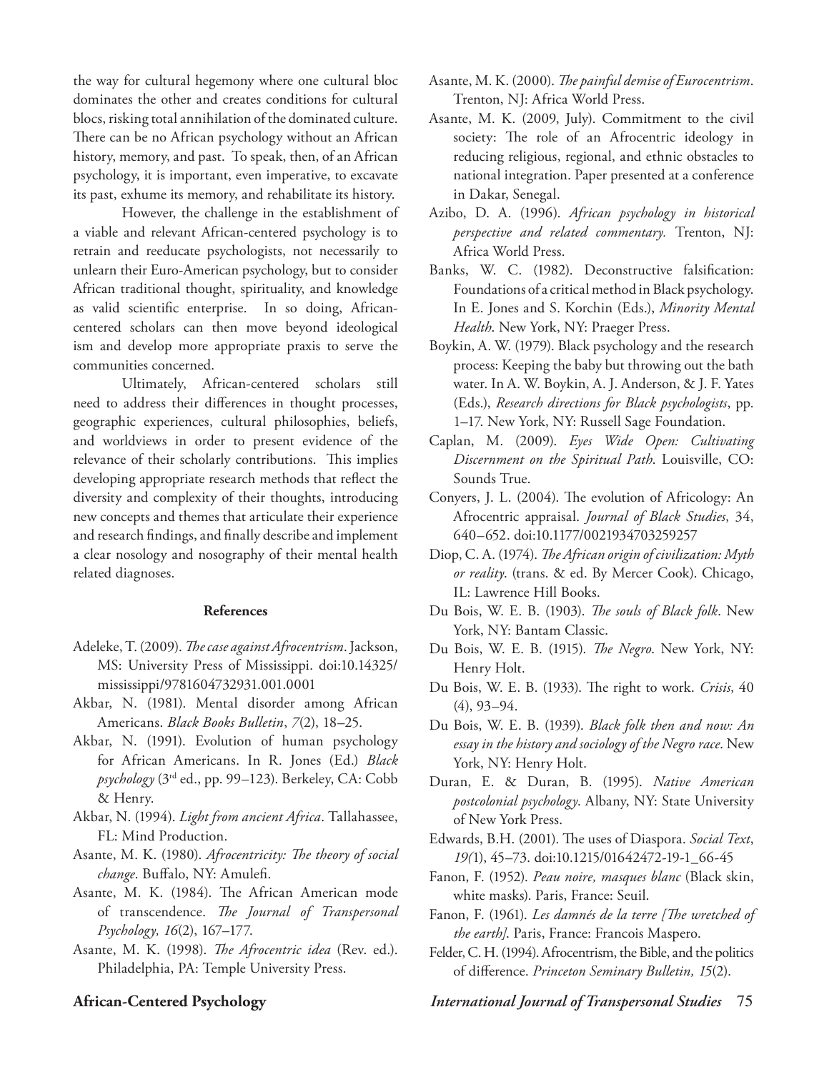the way for cultural hegemony where one cultural bloc dominates the other and creates conditions for cultural blocs, risking total annihilation of the dominated culture. There can be no African psychology without an African history, memory, and past. To speak, then, of an African psychology, it is important, even imperative, to excavate its past, exhume its memory, and rehabilitate its history.

However, the challenge in the establishment of a viable and relevant African-centered psychology is to retrain and reeducate psychologists, not necessarily to unlearn their Euro-American psychology, but to consider African traditional thought, spirituality, and knowledge as valid scientific enterprise. In so doing, African-centered scholars can then move beyond ideological ism and develop more appropriate praxis to serve the communities concerned.

Ultimately, African-centered scholars still need to address their differences in thought processes, geographic experiences, cultural philosophies, beliefs, and worldviews in order to present evidence of the relevance of their scholarly contributions. This implies developing appropriate research methods that reflect the diversity and complexity of their thoughts, introducing new concepts and themes that articulate their experience and research findings, and finally describe and implement a clear nosology and nosography of their mental health related diagnoses.

## References

Adeleke, T. (2009). *The case against Afrocentrism*. Jackson, MS: University Press of Mississippi. doi:10.14325/mississippi/9781604732931.001.0001

Akbar, N. (1981). Mental disorder among African Americans. *Black Books Bulletin*, *7*(2), 18–25.

Akbar, N. (1991). Evolution of human psychology for African Americans. In R. Jones (Ed.) *Black psychology* (3rd ed., pp. 99–123). Berkeley, CA: Cobb & Henry.

Akbar, N. (1994). *Light from ancient Africa*. Tallahassee, FL: Mind Production.

Asante, M. K. (1980). *Afrocentricity: The theory of social change*. Buffalo, NY: Amulefi.

Asante, M. K. (1984). The African American mode of transcendence. *The Journal of Transpersonal Psychology, 16*(2), 167–177.

Asante, M. K. (1998). *The Afrocentric idea* (Rev. ed.). Philadelphia, PA: Temple University Press.

Asante, M. K. (2000). *The painful demise of Eurocentrism*. Trenton, NJ: Africa World Press.

Asante, M. K. (2009, July). Commitment to the civil society: The role of an Afrocentric ideology in reducing religious, regional, and ethnic obstacles to national integration. Paper presented at a conference in Dakar, Senegal.

Azibo, D. A. (1996). *African psychology in historical perspective and related commentary.* Trenton, NJ: Africa World Press.

Banks, W. C. (1982). Deconstructive falsification: Foundations of a critical method in Black psychology. In E. Jones and S. Korchin (Eds.), *Minority Mental Health*. New York, NY: Praeger Press.

Boykin, A. W. (1979). Black psychology and the research process: Keeping the baby but throwing out the bath water. In A. W. Boykin, A. J. Anderson, & J. F. Yates (Eds.), *Research directions for Black psychologists*, pp. 1–17. New York, NY: Russell Sage Foundation.

Caplan, M. (2009). *Eyes Wide Open: Cultivating Discernment on the Spiritual Path*. Louisville, CO: Sounds True.

Conyers, J. L. (2004). The evolution of Africology: An Afrocentric appraisal. *Journal of Black Studies*, 34, 640–652. doi:10.1177/0021934703259257

Diop, C. A. (1974). *The African origin of civilization: Myth or reality*. (trans. & ed. By Mercer Cook). Chicago, IL: Lawrence Hill Books.

Du Bois, W. E. B. (1903). *The souls of Black folk*. New York, NY: Bantam Classic.

Du Bois, W. E. B. (1915). *The Negro*. New York, NY: Henry Holt.

Du Bois, W. E. B. (1933). The right to work. *Crisis*, 40 (4), 93–94.

Du Bois, W. E. B. (1939). *Black folk then and now: An essay in the history and sociology of the Negro race*. New York, NY: Henry Holt.

Duran, E. & Duran, B. (1995). *Native American postcolonial psychology*. Albany, NY: State University of New York Press.

Edwards, B.H. (2001). The uses of Diaspora. *Social Text*, *19(*1), 45–73. doi:10.1215/01642472-19-1_66-45

Fanon, F. (1952). *Peau noire, masques blanc* (Black skin, white masks). Paris, France: Seuil.

Fanon, F. (1961). *Les damnés de la terre [The wretched of the earth]*. Paris, France: Francois Maspero.

Felder, C. H. (1994). Afrocentrism, the Bible, and the politics of difference. *Princeton Seminary Bulletin, 15*(2).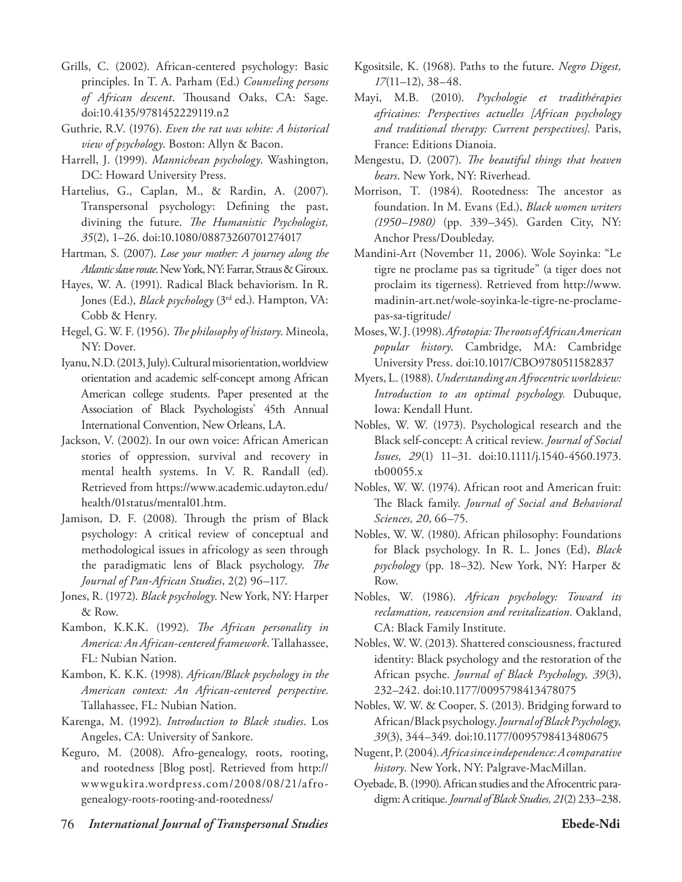Grills, C. (2002). African-centered psychology: Basic principles. In T. A. Parham (Ed.) *Counseling persons of African descent*. Thousand Oaks, CA: Sage. doi:10.4135/9781452229119.n2

Guthrie, R.V. (1976). *Even the rat was white: A historical view of psychology*. Boston: Allyn & Bacon.

Harrell, J. (1999). *Mannichean psychology*. Washington, DC: Howard University Press.

Hartelius, G., Caplan, M., & Rardin, A. (2007). Transpersonal psychology: Defining the past, divining the future. *The Humanistic Psychologist, 35*(2), 1–26. doi:10.1080/08873260701274017

Hartman, S. (2007). *Lose your mother: A journey along the Atlantic slave route*. New York, NY: Farrar, Straus & Giroux.

Hayes, W. A. (1991). Radical Black behaviorism. In R. Jones (Ed.), *Black psychology* (3rd ed.). Hampton, VA: Cobb & Henry.

Hegel, G. W. F. (1956). *The philosophy of history*. Mineola, NY: Dover.

Iyanu, N.D. (2013, July). Cultural misorientation, worldview orientation and academic self-concept among African American college students. Paper presented at the Association of Black Psychologists' 45th Annual International Convention, New Orleans, LA.

Jackson, V. (2002). In our own voice: African American stories of oppression, survival and recovery in mental health systems. In V. R. Randall (ed). Retrieved from https://www.academic.udayton.edu/health/01status/mental01.htm.

Jamison, D. F. (2008). Through the prism of Black psychology: A critical review of conceptual and methodological issues in africology as seen through the paradigmatic lens of Black psychology. *The Journal of Pan-African Studies*, 2(2) 96–117.

Jones, R. (1972). *Black psychology*. New York, NY: Harper & Row.

Kambon, K.K.K. (1992). *The African personality in America: An African-centered framework*. Tallahassee, FL: Nubian Nation.

Kambon, K. K.K. (1998). *African/Black psychology in the American context: An African-centered perspective*. Tallahassee, FL: Nubian Nation.

Karenga, M. (1992). *Introduction to Black studies*. Los Angeles, CA: University of Sankore.

Keguro, M. (2008). Afro-genealogy, roots, rooting, and rootedness [Blog post]. Retrieved from http://wwwgukira.wordpress.com/2008/08/21/afro-genealogy-roots-rooting-and-rootedness/

Kgositsile, K. (1968). Paths to the future. *Negro Digest, 17*(11–12), 38–48.

Mayi, M.B. (2010). *Psychologie et tradithérapies africaines: Perspectives actuelles [African psychology and traditional therapy: Current perspectives]*. Paris, France: Editions Dianoia.

Mengestu, D. (2007). *The beautiful things that heaven bears*. New York, NY: Riverhead.

Morrison, T. (1984). Rootedness: The ancestor as foundation. In M. Evans (Ed.), *Black women writers (1950–1980)* (pp. 339–345). Garden City, NY: Anchor Press/Doubleday.

Mandini-Art (November 11, 2006). Wole Soyinka: "Le tigre ne proclame pas sa tigritude" (a tiger does not proclaim its tigerness). Retrieved from http://www.madinin-art.net/wole-soyinka-le-tigre-ne-proclame-pas-sa-tigritude/

Moses, W. J. (1998). *Afrotopia: The roots of African American popular history*. Cambridge, MA: Cambridge University Press. doi:10.1017/CBO9780511582837

Myers, L. (1988). *Understanding an Afrocentric worldview: Introduction to an optimal psychology.* Dubuque, Iowa: Kendall Hunt.

Nobles, W. W. (1973). Psychological research and the Black self-concept: A critical review. *Journal of Social Issues, 29*(1) 11–31. doi:10.1111/j.1540-4560.1973.tb00055.x

Nobles, W. W. (1974). African root and American fruit: The Black family. *Journal of Social and Behavioral Sciences, 20*, 66–75.

Nobles, W. W. (1980). African philosophy: Foundations for Black psychology. In R. L. Jones (Ed), *Black psychology* (pp. 18–32). New York, NY: Harper & Row.

Nobles, W. (1986). *African psychology: Toward its reclamation, reascension and revitalization.* Oakland, CA: Black Family Institute.

Nobles, W. W. (2013). Shattered consciousness, fractured identity: Black psychology and the restoration of the African psyche. *Journal of Black Psychology, 39*(3), 232–242. doi:10.1177/0095798413478075

Nobles, W. W. & Cooper, S. (2013). Bridging forward to African/Black psychology. *Journal of Black Psychology, 39*(3), 344–349. doi:10.1177/0095798413480675

Nugent, P. (2004). *Africa since independence: A comparative history*. New York, NY: Palgrave-MacMillan.

Oyebade, B. (1990). African studies and the Afrocentric paradigm: A critique. *Journal of Black Studies, 21*(2) 233–238.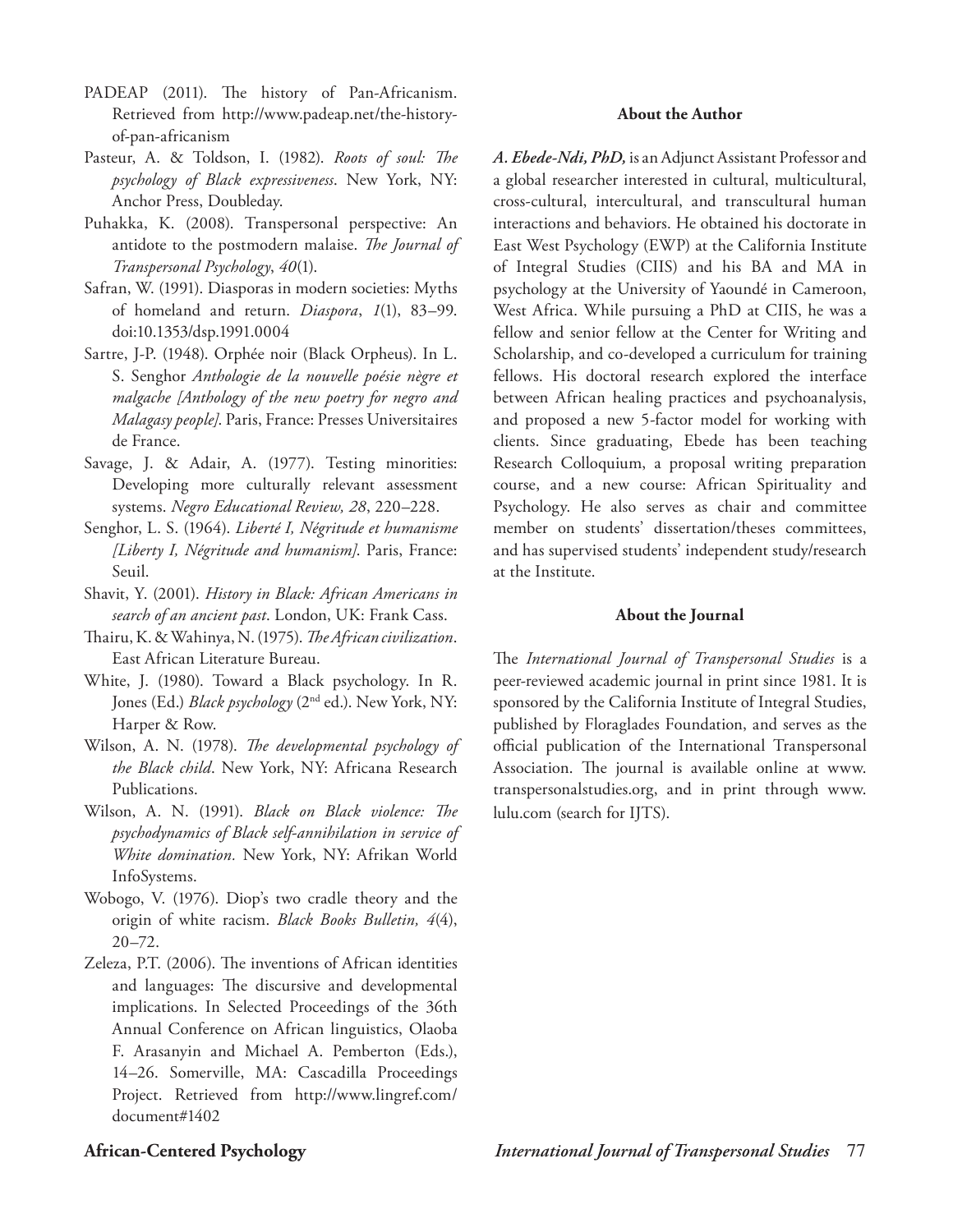PADEAP (2011). The history of Pan-Africanism. Retrieved from http://www.padeap.net/the-history-of-pan-africanism

Pasteur, A. & Toldson, I. (1982). *Roots of soul: The psychology of Black expressiveness*. New York, NY: Anchor Press, Doubleday.

Puhakka, K. (2008). Transpersonal perspective: An antidote to the postmodern malaise. *The Journal of Transpersonal Psychology*, *40*(1).

Safran, W. (1991). Diasporas in modern societies: Myths of homeland and return. *Diaspora*, *1*(1), 83–99. doi:10.1353/dsp.1991.0004

Sartre, J-P. (1948). Orphée noir (Black Orpheus). In L. S. Senghor *Anthologie de la nouvelle poésie nègre et malgache [Anthology of the new poetry for negro and Malagasy people]*. Paris, France: Presses Universitaires de France.

Savage, J. & Adair, A. (1977). Testing minorities: Developing more culturally relevant assessment systems. *Negro Educational Review, 28*, 220–228.

Senghor, L. S. (1964). *Liberté I, Négritude et humanisme [Liberty I, Négritude and humanism]*. Paris, France: Seuil.

Shavit, Y. (2001). *History in Black: African Americans in search of an ancient past*. London, UK: Frank Cass.

Thairu, K. & Wahinya, N. (1975). *The African civilization*. East African Literature Bureau.

White, J. (1980). Toward a Black psychology. In R. Jones (Ed.) *Black psychology* (2nd ed.). New York, NY: Harper & Row.

Wilson, A. N. (1978). *The developmental psychology of the Black child*. New York, NY: Africana Research Publications.

Wilson, A. N. (1991). *Black on Black violence: The psychodynamics of Black self-annihilation in service of White domination.* New York, NY: Afrikan World InfoSystems.

Wobogo, V. (1976). Diop's two cradle theory and the origin of white racism. *Black Books Bulletin, 4*(4), 20–72.

Zeleza, P.T. (2006). The inventions of African identities and languages: The discursive and developmental implications. In Selected Proceedings of the 36th Annual Conference on African linguistics, Olaoba F. Arasanyin and Michael A. Pemberton (Eds.), 14–26. Somerville, MA: Cascadilla Proceedings Project. Retrieved from http://www.lingref.com/document#1402

**About the Author**

***A. Ebede-Ndi, PhD,*** is an Adjunct Assistant Professor and a global researcher interested in cultural, multicultural, cross-cultural, intercultural, and transcultural human interactions and behaviors. He obtained his doctorate in East West Psychology (EWP) at the California Institute of Integral Studies (CIIS) and his BA and MA in psychology at the University of Yaoundé in Cameroon, West Africa. While pursuing a PhD at CIIS, he was a fellow and senior fellow at the Center for Writing and Scholarship, and co-developed a curriculum for training fellows. His doctoral research explored the interface between African healing practices and psychoanalysis, and proposed a new 5-factor model for working with clients. Since graduating, Ebede has been teaching Research Colloquium, a proposal writing preparation course, and a new course: African Spirituality and Psychology. He also serves as chair and committee member on students' dissertation/theses committees, and has supervised students' independent study/research at the Institute.

**About the Journal**

The *International Journal of Transpersonal Studies* is a peer-reviewed academic journal in print since 1981. It is sponsored by the California Institute of Integral Studies, published by Floraglades Foundation, and serves as the official publication of the International Transpersonal Association. The journal is available online at www.transpersonalstudies.org, and in print through www.lulu.com (search for IJTS).